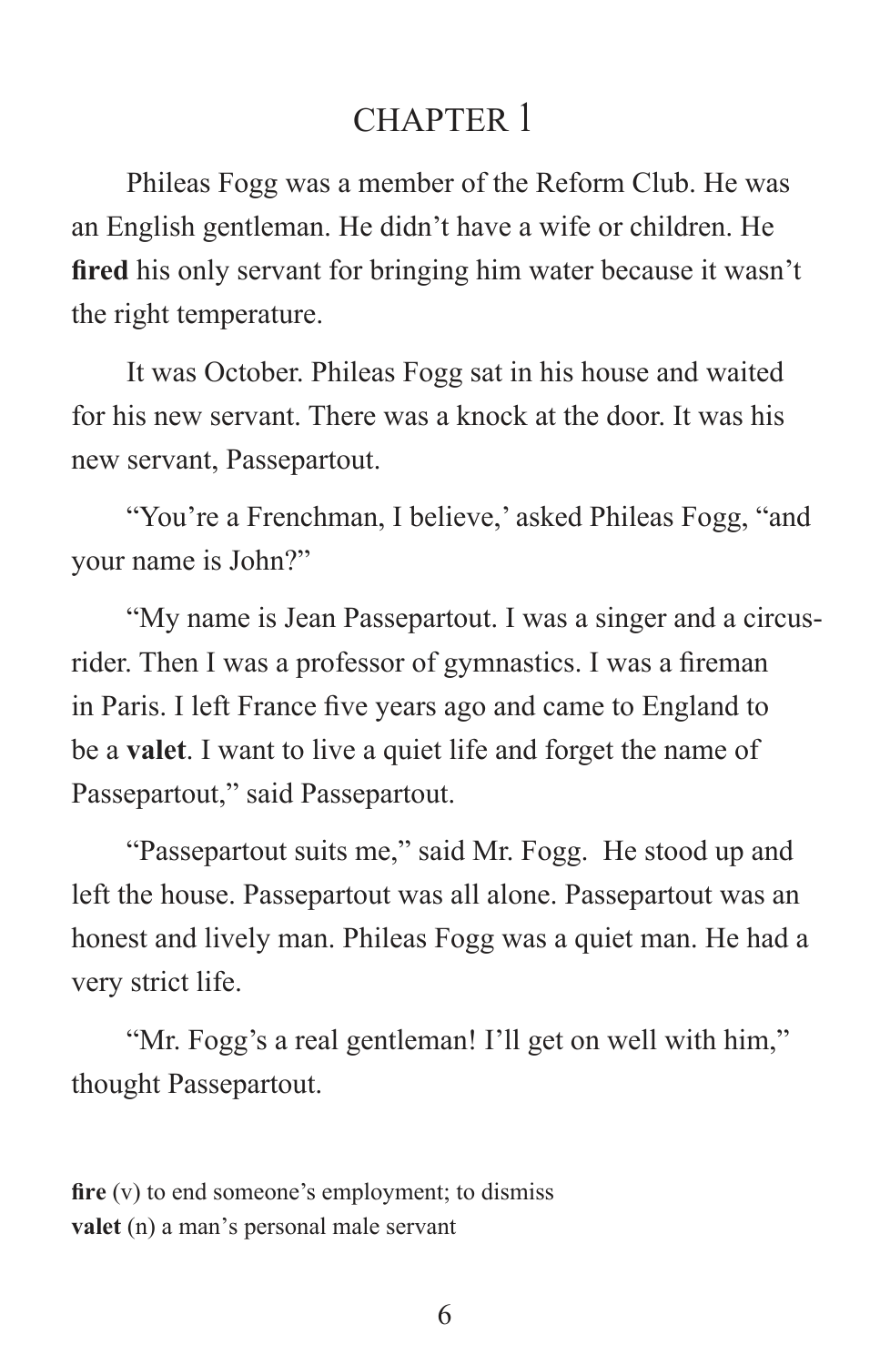# CHAPTER 1

Phileas Fogg was a member of the Reform Club. He was an English gentleman. He didn't have a wife or children. He **fired** his only servant for bringing him water because it wasn't the right temperature.

It was October. Phileas Fogg sat in his house and waited for his new servant. There was a knock at the door. It was his new servant, Passepartout.

"You're a Frenchman, I believe,' asked Phileas Fogg, "and your name is John?"

"My name is Jean Passepartout. I was a singer and a circus-rider. Then I was a professor of gymnastics. I was a fireman in Paris. I left France five years ago and came to England to be a **valet**. I want to live a quiet life and forget the name of Passepartout," said Passepartout.

"Passepartout suits me," said Mr. Fogg. He stood up and left the house. Passepartout was all alone. Passepartout was an honest and lively man. Phileas Fogg was a quiet man. He had a very strict life.

"Mr. Fogg's a real gentleman! I'll get on well with him," thought Passepartout.

**fire** (v) to end someone's employment; to dismiss
**valet** (n) a man's personal male servant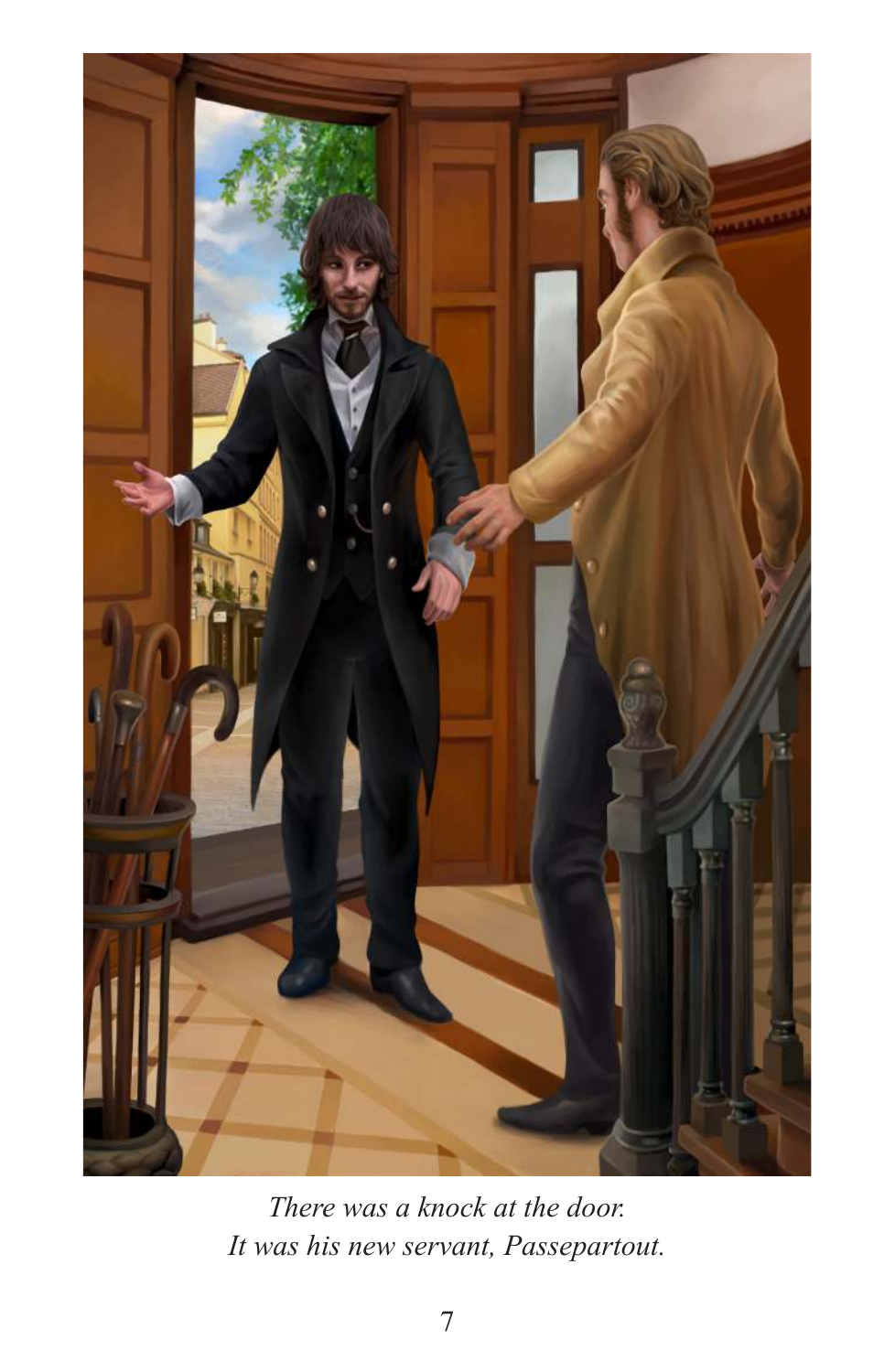*There was a knock at the door.*
*It was his new servant, Passepartout.*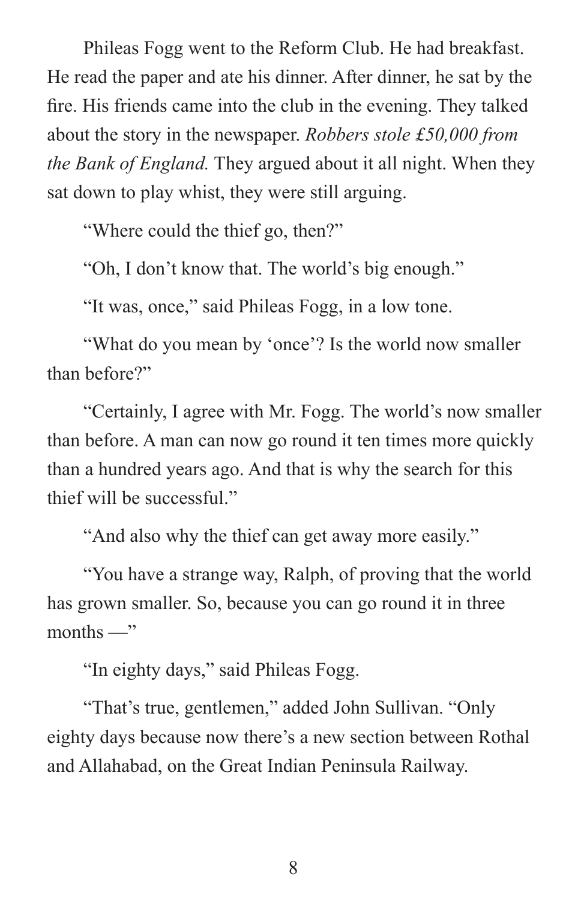Phileas Fogg went to the Reform Club. He had breakfast. He read the paper and ate his dinner. After dinner, he sat by the fire. His friends came into the club in the evening. They talked about the story in the newspaper. *Robbers stole £50,000 from the Bank of England.* They argued about it all night. When they sat down to play whist, they were still arguing.

"Where could the thief go, then?"

"Oh, I don't know that. The world's big enough."

"It was, once," said Phileas Fogg, in a low tone.

"What do you mean by 'once'? Is the world now smaller than before?"

"Certainly, I agree with Mr. Fogg. The world's now smaller than before. A man can now go round it ten times more quickly than a hundred years ago. And that is why the search for this thief will be successful."

"And also why the thief can get away more easily."

"You have a strange way, Ralph, of proving that the world has grown smaller. So, because you can go round it in three months —"

"In eighty days," said Phileas Fogg.

"That's true, gentlemen," added John Sullivan. "Only eighty days because now there's a new section between Rothal and Allahabad, on the Great Indian Peninsula Railway.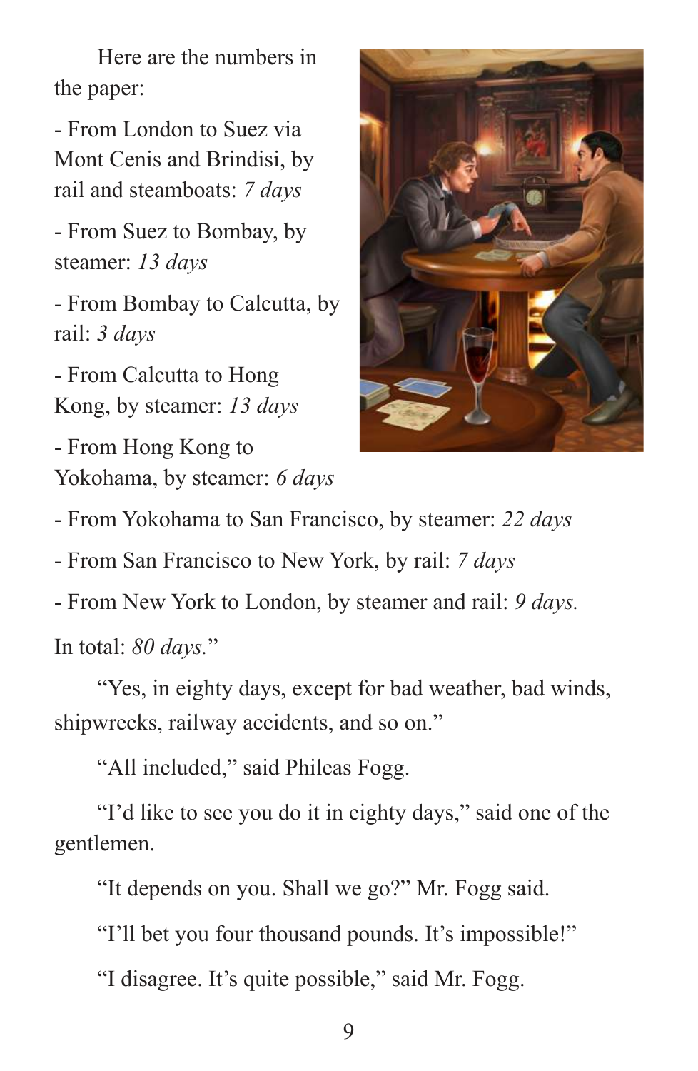Here are the numbers in the paper:

- From London to Suez via Mont Cenis and Brindisi, by rail and steamboats: *7 days*

- From Suez to Bombay, by steamer: *13 days*

- From Bombay to Calcutta, by rail: *3 days*

- From Calcutta to Hong Kong, by steamer: *13 days*

- From Hong Kong to Yokohama, by steamer: *6 days*

- From Yokohama to San Francisco, by steamer: *22 days*

- From San Francisco to New York, by rail: *7 days*

- From New York to London, by steamer and rail: *9 days.*

In total: *80 days.*"

"Yes, in eighty days, except for bad weather, bad winds, shipwrecks, railway accidents, and so on."

"All included," said Phileas Fogg.

"I'd like to see you do it in eighty days," said one of the gentlemen.

"It depends on you. Shall we go?" Mr. Fogg said.

"I'll bet you four thousand pounds. It's impossible!"

"I disagree. It's quite possible," said Mr. Fogg.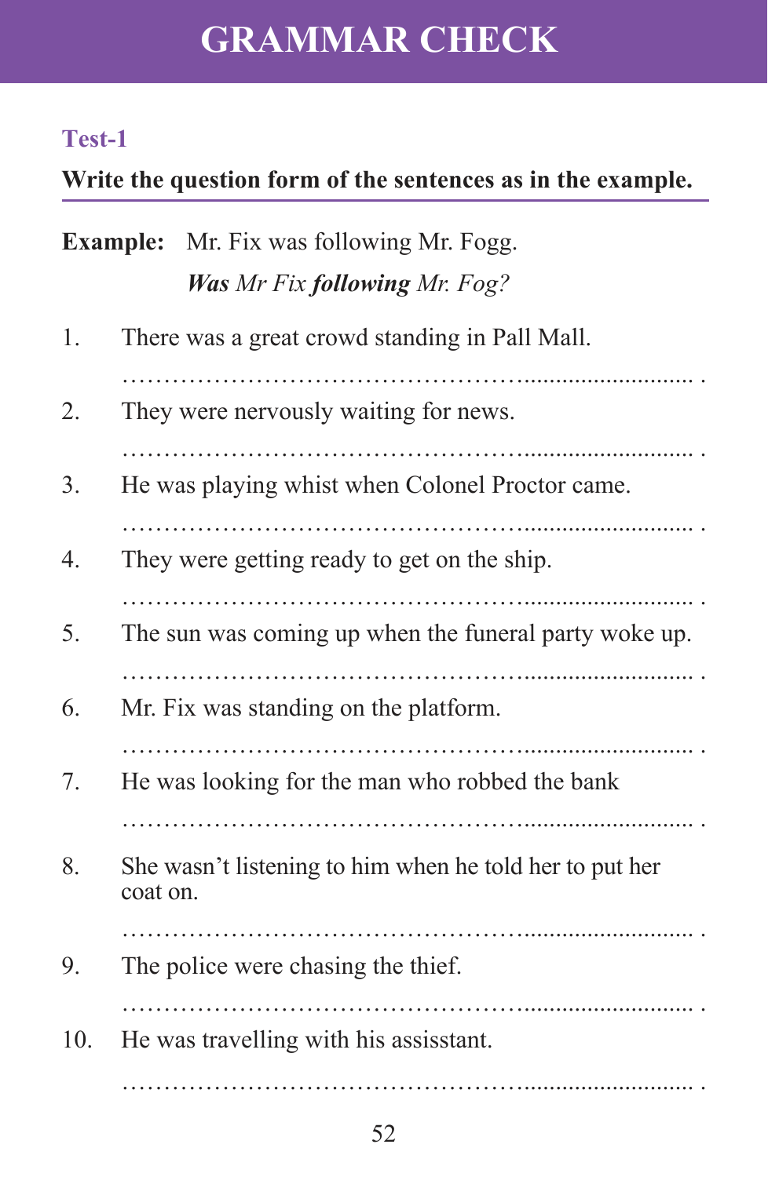# GRAMMAR CHECK

## Test-1

**Write the question form of the sentences as in the example.**

**Example:** Mr. Fix was following Mr. Fogg.

***Was** Mr Fix **following** Mr. Fog?*

1. There was a great crowd standing in Pall Mall.

   ……………………………………………………………… .

2. They were nervously waiting for news.

   ……………………………………………………………… .

3. He was playing whist when Colonel Proctor came.

   ……………………………………………………………… .

4. They were getting ready to get on the ship.

   ……………………………………………………………… .

5. The sun was coming up when the funeral party woke up.

   ……………………………………………………………… .

6. Mr. Fix was standing on the platform.

   ……………………………………………………………… .

7. He was looking for the man who robbed the bank

   ……………………………………………………………… .

8. She wasn't listening to him when he told her to put her coat on.

   ……………………………………………………………… .

9. The police were chasing the thief.

   ……………………………………………………………… .

10. He was travelling with his assisstant.

    ……………………………………………………………… .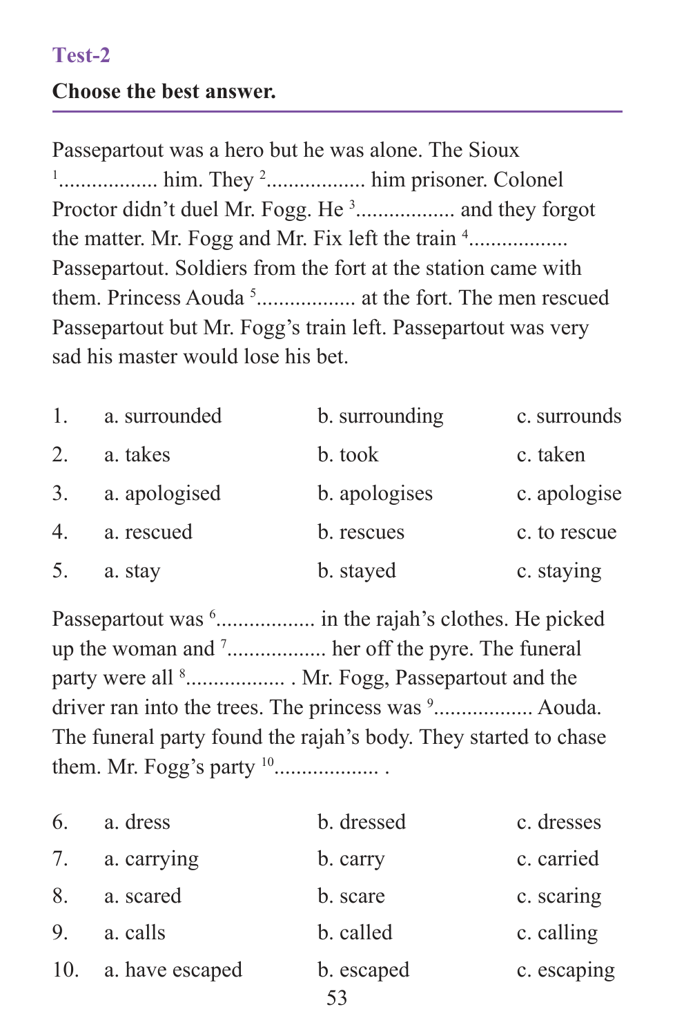### Test-2

**Choose the best answer.**

Passepartout was a hero but he was alone. The Sioux [1].................. him. They [2].................. him prisoner. Colonel Proctor didn't duel Mr. Fogg. He [3].................. and they forgot the matter. Mr. Fogg and Mr. Fix left the train [4].................. Passepartout. Soldiers from the fort at the station came with them. Princess Aouda [5].................. at the fort. The men rescued Passepartout but Mr. Fogg's train left. Passepartout was very sad his master would lose his bet.

| | | | |
|---|---|---|---|
| 1. | a. surrounded | b. surrounding | c. surrounds |
| 2. | a. takes | b. took | c. taken |
| 3. | a. apologised | b. apologises | c. apologise |
| 4. | a. rescued | b. rescues | c. to rescue |
| 5. | a. stay | b. stayed | c. staying |

Passepartout was [6].................. in the rajah's clothes. He picked up the woman and [7].................. her off the pyre. The funeral party were all [8].................. . Mr. Fogg, Passepartout and the driver ran into the trees. The princess was [9].................. Aouda. The funeral party found the rajah's body. They started to chase them. Mr. Fogg's party [10].................. .

| | | | |
|---|---|---|---|
| 6. | a. dress | b. dressed | c. dresses |
| 7. | a. carrying | b. carry | c. carried |
| 8. | a. scared | b. scare | c. scaring |
| 9. | a. calls | b. called | c. calling |
| 10. | a. have escaped | b. escaped | c. escaping |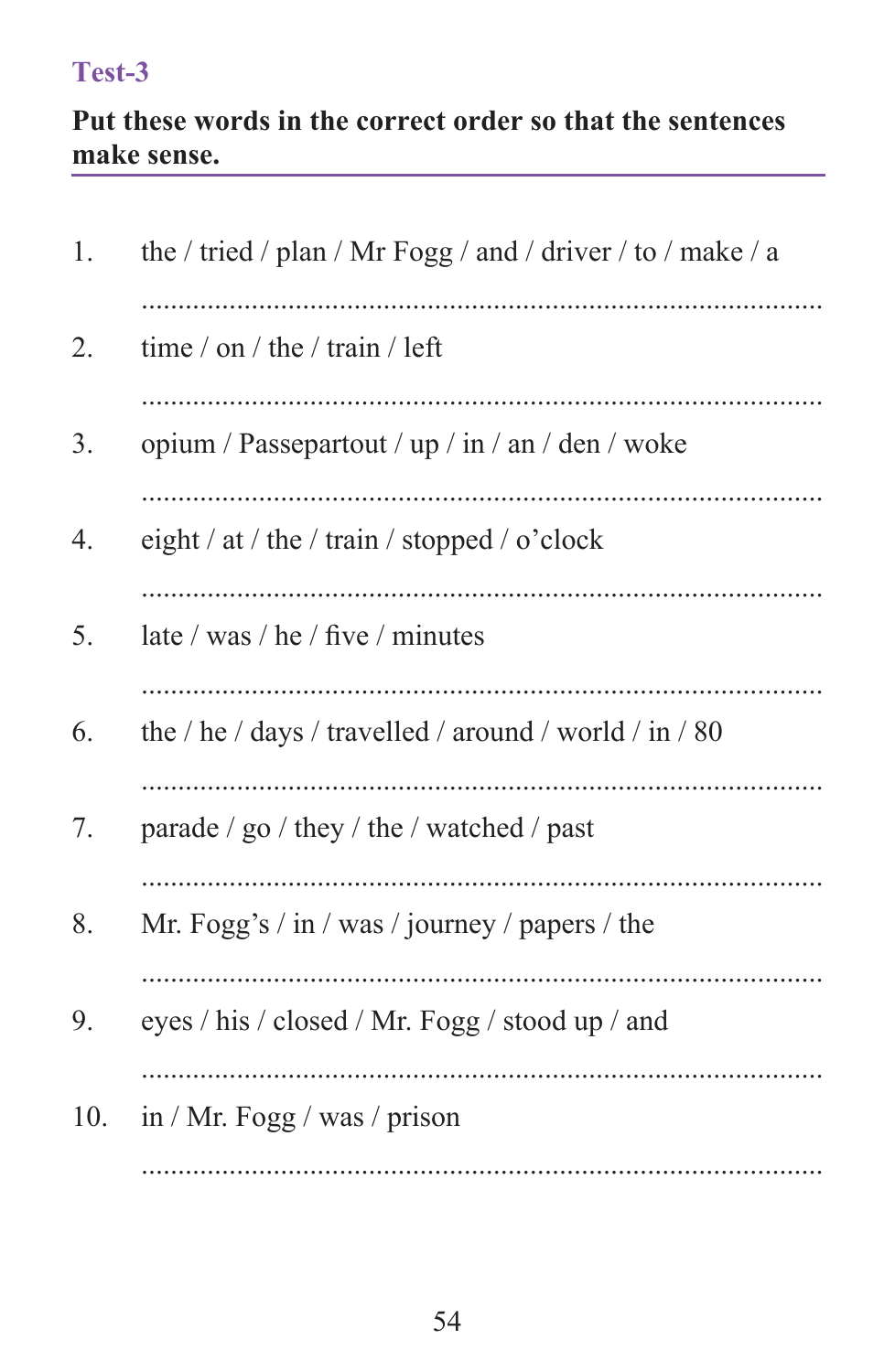## Test-3

**Put these words in the correct order so that the sentences make sense.**

1. the / tried / plan / Mr Fogg / and / driver / to / make / a

   ..........................................................................................

2. time / on / the / train / left

   ..........................................................................................

3. opium / Passepartout / up / in / an / den / woke

   ..........................................................................................

4. eight / at / the / train / stopped / o'clock

   ..........................................................................................

5. late / was / he / five / minutes

   ..........................................................................................

6. the / he / days / travelled / around / world / in / 80

   ..........................................................................................

7. parade / go / they / the / watched / past

   ..........................................................................................

8. Mr. Fogg's / in / was / journey / papers / the

   ..........................................................................................

9. eyes / his / closed / Mr. Fogg / stood up / and

   ..........................................................................................

10. in / Mr. Fogg / was / prison

    ..........................................................................................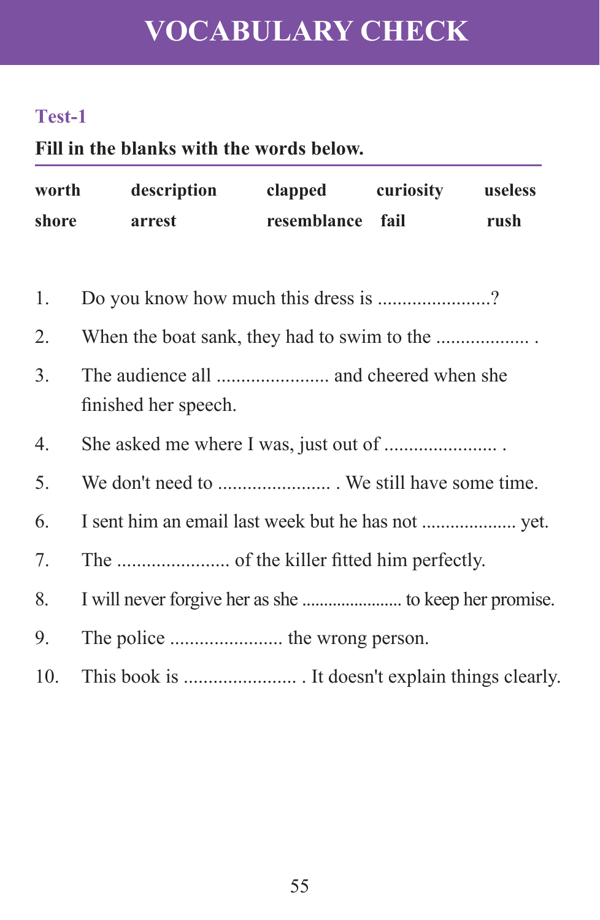# VOCABULARY CHECK

## Test-1

**Fill in the blanks with the words below.**

| | | | | |
|---|---|---|---|---|
| **worth** | **description** | **clapped** | **curiosity** | **useless** |
| **shore** | **arrest** | **resemblance** | **fail** | **rush** |

1. Do you know how much this dress is .......................?
2. When the boat sank, they had to swim to the ................... .
3. The audience all ....................... and cheered when she finished her speech.
4. She asked me where I was, just out of ....................... .
5. We don't need to ....................... . We still have some time.
6. I sent him an email last week but he has not .................... yet.
7. The ....................... of the killer fitted him perfectly.
8. I will never forgive her as she ....................... to keep her promise.
9. The police ....................... the wrong person.
10. This book is ....................... . It doesn't explain things clearly.